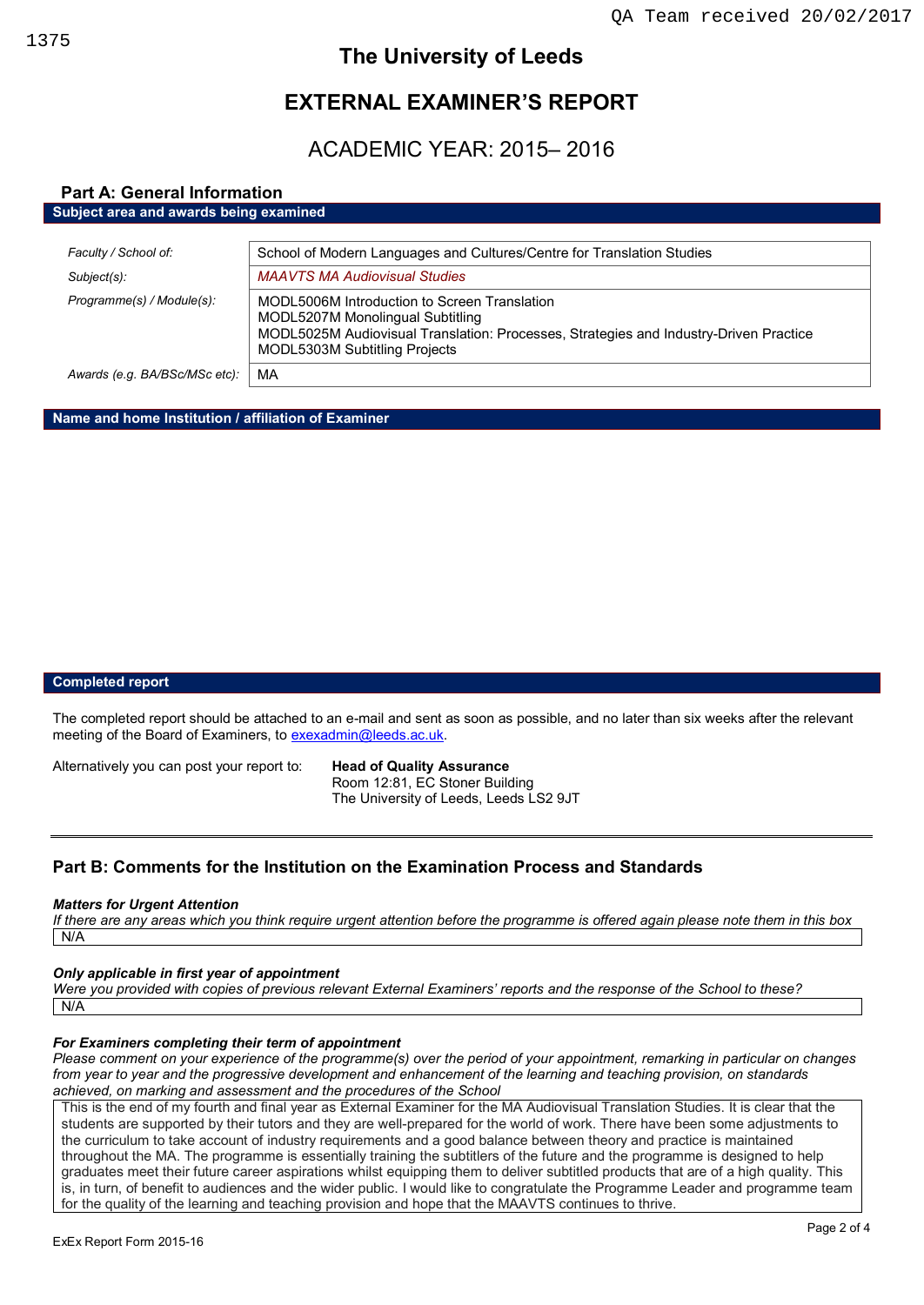QA Team received 20/02/2017

1375

# The University of Leeds

# EXTERNAL EXAMINER'S REPORT

## ACADEMIC YEAR: 2015– 2016

### Part A: General Information

**Subject area and awards being examined**

| | |
|---|---|
| *Faculty / School of:* | School of Modern Languages and Cultures/Centre for Translation Studies |
| *Subject(s):* | *MAAVTS MA Audiovisual Studies* |
| *Programme(s) / Module(s):* | MODL5006M Introduction to Screen Translation<br>MODL5207M Monolingual Subtitling<br>MODL5025M Audiovisual Translation: Processes, Strategies and Industry-Driven Practice<br>MODL5303M Subtitling Projects |
| *Awards (e.g. BA/BSc/MSc etc):* | MA |

**Name and home Institution / affiliation of Examiner**

**Completed report**

The completed report should be attached to an e-mail and sent as soon as possible, and no later than six weeks after the relevant meeting of the Board of Examiners, to exexadmin@leeds.ac.uk.

Alternatively you can post your report to:

**Head of Quality Assurance**
Room 12:81, EC Stoner Building
The University of Leeds, Leeds LS2 9JT

### Part B: Comments for the Institution on the Examination Process and Standards

***Matters for Urgent Attention***

*If there are any areas which you think require urgent attention before the programme is offered again please note them in this box*

N/A

***Only applicable in first year of appointment***

*Were you provided with copies of previous relevant External Examiners' reports and the response of the School to these?*

N/A

***For Examiners completing their term of appointment***

*Please comment on your experience of the programme(s) over the period of your appointment, remarking in particular on changes from year to year and the progressive development and enhancement of the learning and teaching provision, on standards achieved, on marking and assessment and the procedures of the School*

This is the end of my fourth and final year as External Examiner for the MA Audiovisual Translation Studies. It is clear that the students are supported by their tutors and they are well-prepared for the world of work. There have been some adjustments to the curriculum to take account of industry requirements and a good balance between theory and practice is maintained throughout the MA. The programme is essentially training the subtitlers of the future and the programme is designed to help graduates meet their future career aspirations whilst equipping them to deliver subtitled products that are of a high quality. This is, in turn, of benefit to audiences and the wider public. I would like to congratulate the Programme Leader and programme team for the quality of the learning and teaching provision and hope that the MAAVTS continues to thrive.

ExEx Report Form 2015-16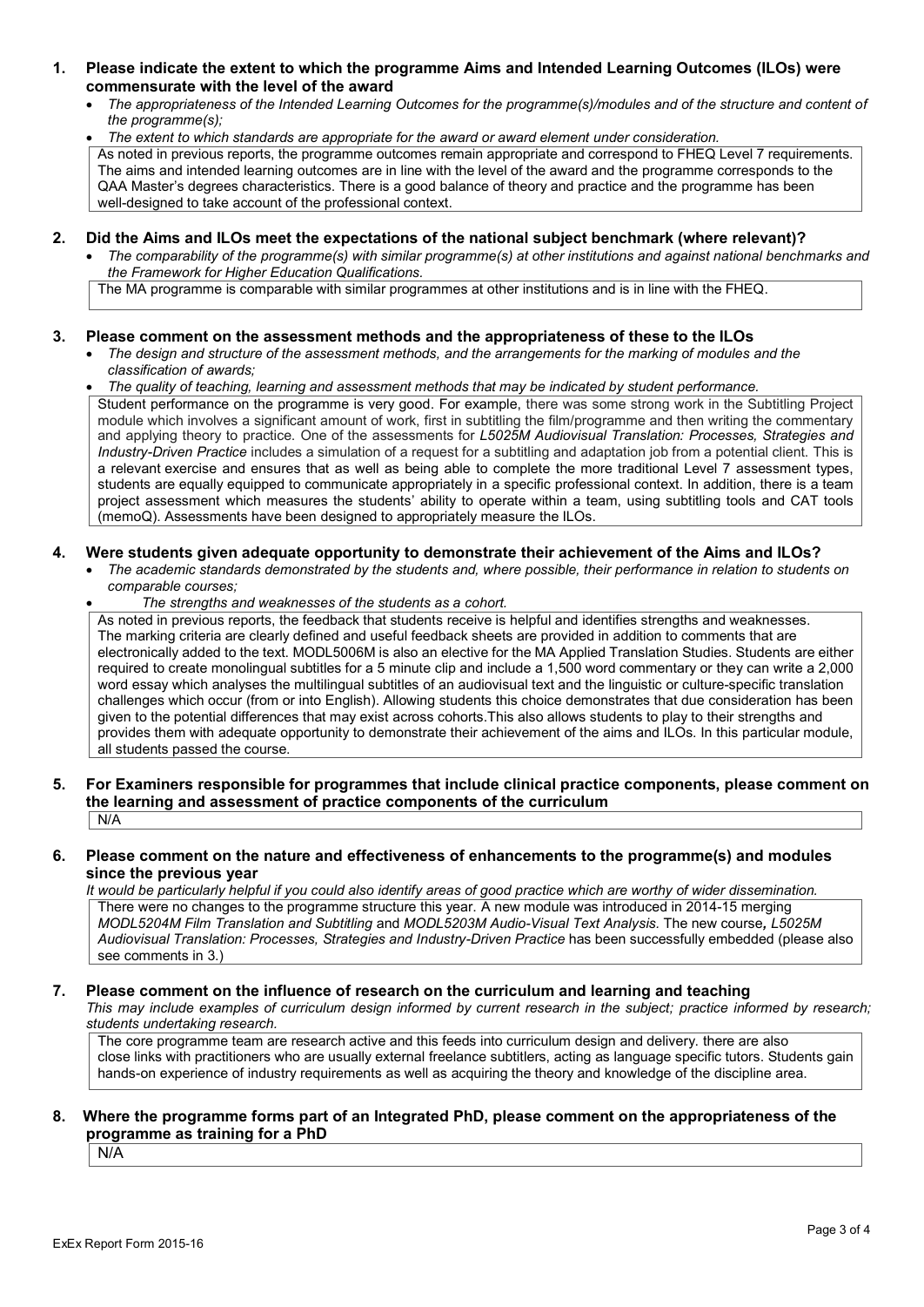**1. Please indicate the extent to which the programme Aims and Intended Learning Outcomes (ILOs) were commensurate with the level of the award**

- *The appropriateness of the Intended Learning Outcomes for the programme(s)/modules and of the structure and content of the programme(s);*
- *The extent to which standards are appropriate for the award or award element under consideration.*

As noted in previous reports, the programme outcomes remain appropriate and correspond to FHEQ Level 7 requirements. The aims and intended learning outcomes are in line with the level of the award and the programme corresponds to the QAA Master's degrees characteristics. There is a good balance of theory and practice and the programme has been well-designed to take account of the professional context.

**2. Did the Aims and ILOs meet the expectations of the national subject benchmark (where relevant)?**

- *The comparability of the programme(s) with similar programme(s) at other institutions and against national benchmarks and the Framework for Higher Education Qualifications.*

The MA programme is comparable with similar programmes at other institutions and is in line with the FHEQ.

**3. Please comment on the assessment methods and the appropriateness of these to the ILOs**

- *The design and structure of the assessment methods, and the arrangements for the marking of modules and the classification of awards;*
- *The quality of teaching, learning and assessment methods that may be indicated by student performance.*

Student performance on the programme is very good. For example, there was some strong work in the Subtitling Project module which involves a significant amount of work, first in subtitling the film/programme and then writing the commentary and applying theory to practice. One of the assessments for *L5025M Audiovisual Translation: Processes, Strategies and Industry-Driven Practice* includes a simulation of a request for a subtitling and adaptation job from a potential client. This is a relevant exercise and ensures that as well as being able to complete the more traditional Level 7 assessment types, students are equally equipped to communicate appropriately in a specific professional context. In addition, there is a team project assessment which measures the students' ability to operate within a team, using subtitling tools and CAT tools (memoQ). Assessments have been designed to appropriately measure the ILOs.

**4. Were students given adequate opportunity to demonstrate their achievement of the Aims and ILOs?**

- *The academic standards demonstrated by the students and, where possible, their performance in relation to students on comparable courses;*
- *The strengths and weaknesses of the students as a cohort.*

As noted in previous reports, the feedback that students receive is helpful and identifies strengths and weaknesses. The marking criteria are clearly defined and useful feedback sheets are provided in addition to comments that are electronically added to the text. MODL5006M is also an elective for the MA Applied Translation Studies. Students are either required to create monolingual subtitles for a 5 minute clip and include a 1,500 word commentary or they can write a 2,000 word essay which analyses the multilingual subtitles of an audiovisual text and the linguistic or culture-specific translation challenges which occur (from or into English). Allowing students this choice demonstrates that due consideration has been given to the potential differences that may exist across cohorts.This also allows students to play to their strengths and provides them with adequate opportunity to demonstrate their achievement of the aims and ILOs. In this particular module, all students passed the course.

**5. For Examiners responsible for programmes that include clinical practice components, please comment on the learning and assessment of practice components of the curriculum**

N/A

**6. Please comment on the nature and effectiveness of enhancements to the programme(s) and modules since the previous year**

*It would be particularly helpful if you could also identify areas of good practice which are worthy of wider dissemination.*

There were no changes to the programme structure this year. A new module was introduced in 2014-15 merging *MODL5204M Film Translation and Subtitling* and *MODL5203M Audio-Visual Text Analysis.* The new course**,** *L5025M Audiovisual Translation: Processes, Strategies and Industry-Driven Practice* has been successfully embedded (please also see comments in 3.)

**7. Please comment on the influence of research on the curriculum and learning and teaching**

*This may include examples of curriculum design informed by current research in the subject; practice informed by research; students undertaking research.*

The core programme team are research active and this feeds into curriculum design and delivery. there are also close links with practitioners who are usually external freelance subtitlers, acting as language specific tutors. Students gain hands-on experience of industry requirements as well as acquiring the theory and knowledge of the discipline area.

**8. Where the programme forms part of an Integrated PhD, please comment on the appropriateness of the programme as training for a PhD**

N/A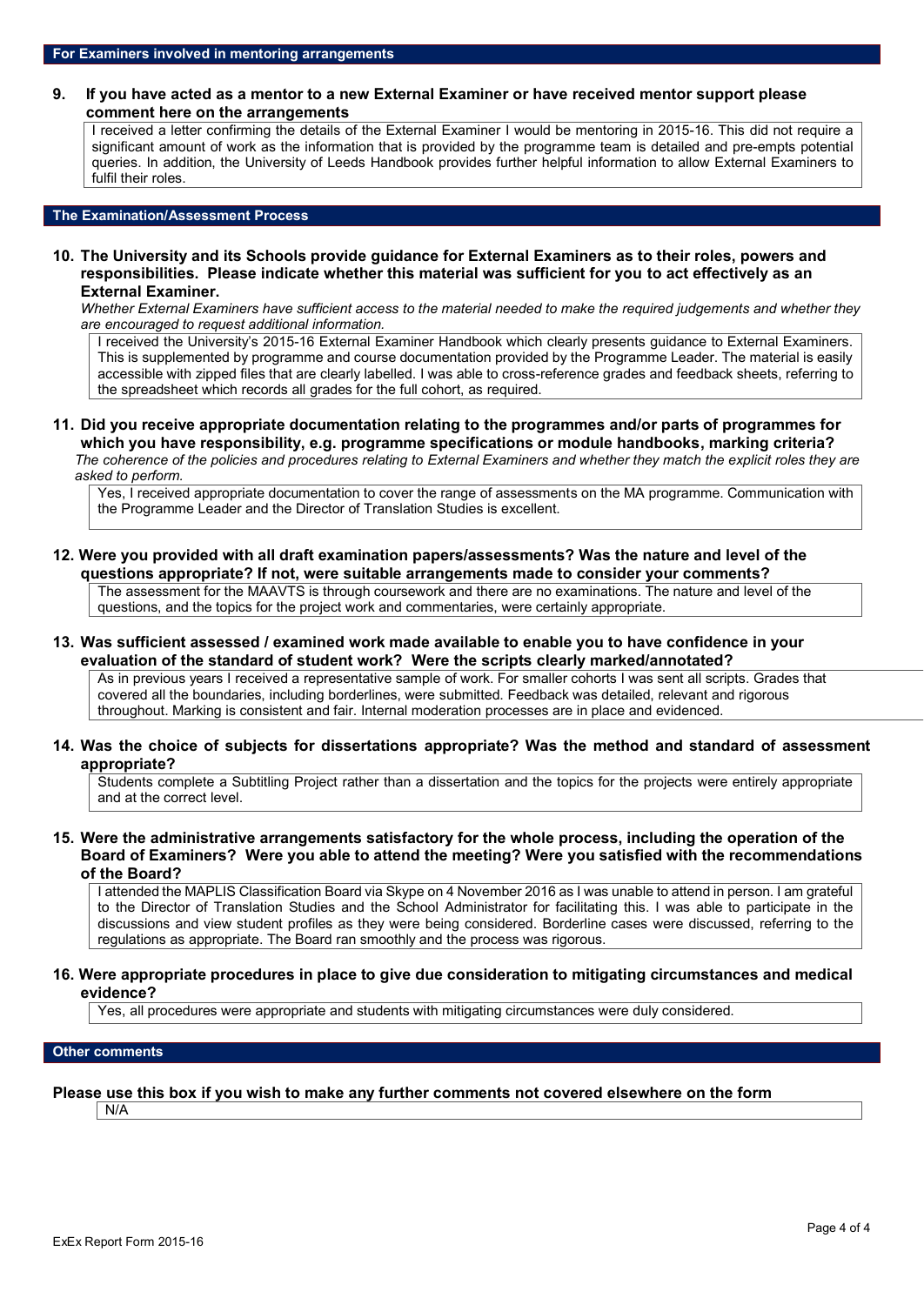## For Examiners involved in mentoring arrangements

**9. If you have acted as a mentor to a new External Examiner or have received mentor support please comment here on the arrangements**

I received a letter confirming the details of the External Examiner I would be mentoring in 2015-16. This did not require a significant amount of work as the information that is provided by the programme team is detailed and pre-empts potential queries. In addition, the University of Leeds Handbook provides further helpful information to allow External Examiners to fulfil their roles.

## The Examination/Assessment Process

**10. The University and its Schools provide guidance for External Examiners as to their roles, powers and responsibilities. Please indicate whether this material was sufficient for you to act effectively as an External Examiner.**

*Whether External Examiners have sufficient access to the material needed to make the required judgements and whether they are encouraged to request additional information.*

I received the University's 2015-16 External Examiner Handbook which clearly presents guidance to External Examiners. This is supplemented by programme and course documentation provided by the Programme Leader. The material is easily accessible with zipped files that are clearly labelled. I was able to cross-reference grades and feedback sheets, referring to the spreadsheet which records all grades for the full cohort, as required.

**11. Did you receive appropriate documentation relating to the programmes and/or parts of programmes for which you have responsibility, e.g. programme specifications or module handbooks, marking criteria?**

*The coherence of the policies and procedures relating to External Examiners and whether they match the explicit roles they are asked to perform.*

Yes, I received appropriate documentation to cover the range of assessments on the MA programme. Communication with the Programme Leader and the Director of Translation Studies is excellent.

**12. Were you provided with all draft examination papers/assessments? Was the nature and level of the questions appropriate? If not, were suitable arrangements made to consider your comments?**

The assessment for the MAAVTS is through coursework and there are no examinations. The nature and level of the questions, and the topics for the project work and commentaries, were certainly appropriate.

**13. Was sufficient assessed / examined work made available to enable you to have confidence in your evaluation of the standard of student work? Were the scripts clearly marked/annotated?**

As in previous years I received a representative sample of work. For smaller cohorts I was sent all scripts. Grades that covered all the boundaries, including borderlines, were submitted. Feedback was detailed, relevant and rigorous throughout. Marking is consistent and fair. Internal moderation processes are in place and evidenced.

**14. Was the choice of subjects for dissertations appropriate? Was the method and standard of assessment appropriate?**

Students complete a Subtitling Project rather than a dissertation and the topics for the projects were entirely appropriate and at the correct level.

**15. Were the administrative arrangements satisfactory for the whole process, including the operation of the Board of Examiners? Were you able to attend the meeting? Were you satisfied with the recommendations of the Board?**

I attended the MAPLIS Classification Board via Skype on 4 November 2016 as I was unable to attend in person. I am grateful to the Director of Translation Studies and the School Administrator for facilitating this. I was able to participate in the discussions and view student profiles as they were being considered. Borderline cases were discussed, referring to the regulations as appropriate. The Board ran smoothly and the process was rigorous.

**16. Were appropriate procedures in place to give due consideration to mitigating circumstances and medical evidence?**

Yes, all procedures were appropriate and students with mitigating circumstances were duly considered.

## Other comments

**Please use this box if you wish to make any further comments not covered elsewhere on the form**

N/A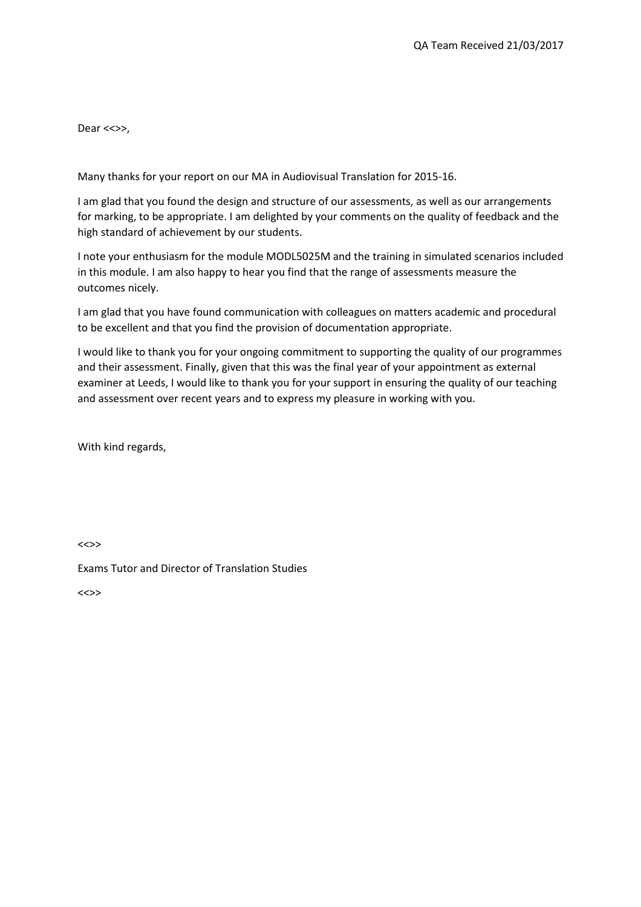QA Team Received 21/03/2017

Dear <<>>,

Many thanks for your report on our MA in Audiovisual Translation for 2015-16.

I am glad that you found the design and structure of our assessments, as well as our arrangements for marking, to be appropriate. I am delighted by your comments on the quality of feedback and the high standard of achievement by our students.

I note your enthusiasm for the module MODL5025M and the training in simulated scenarios included in this module. I am also happy to hear you find that the range of assessments measure the outcomes nicely.

I am glad that you have found communication with colleagues on matters academic and procedural to be excellent and that you find the provision of documentation appropriate.

I would like to thank you for your ongoing commitment to supporting the quality of our programmes and their assessment. Finally, given that this was the final year of your appointment as external examiner at Leeds, I would like to thank you for your support in ensuring the quality of our teaching and assessment over recent years and to express my pleasure in working with you.

With kind regards,

<<>>

Exams Tutor and Director of Translation Studies

<<>>